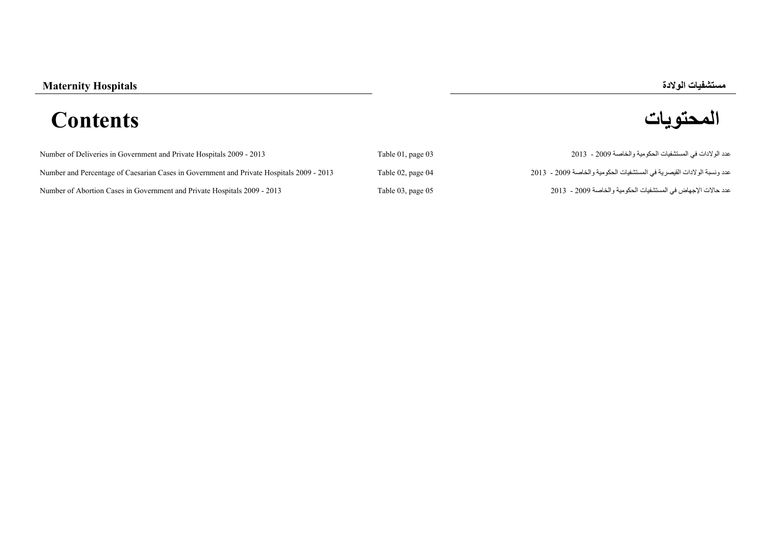**Maternity Hospitals** **مستشفيات الولادة**

# Contents المحتويات

| | | |
|---|---|---|
| Number of Deliveries in Government and Private Hospitals 2009 - 2013 | Table 01, page 03 | عدد الولادات في المستشفيات الحكومية والخاصة 2009 - 2013 |
| Number and Percentage of Caesarian Cases in Government and Private Hospitals 2009 - 2013 | Table 02, page 04 | عدد ونسبة الولادات القيصرية في المستشفيات الحكومية والخاصة 2009 - 2013 |
| Number of Abortion Cases in Government and Private Hospitals 2009 - 2013 | Table 03, page 05 | عدد حالات الإجهاض في المستشفيات الحكومية والخاصة 2009 - 2013 |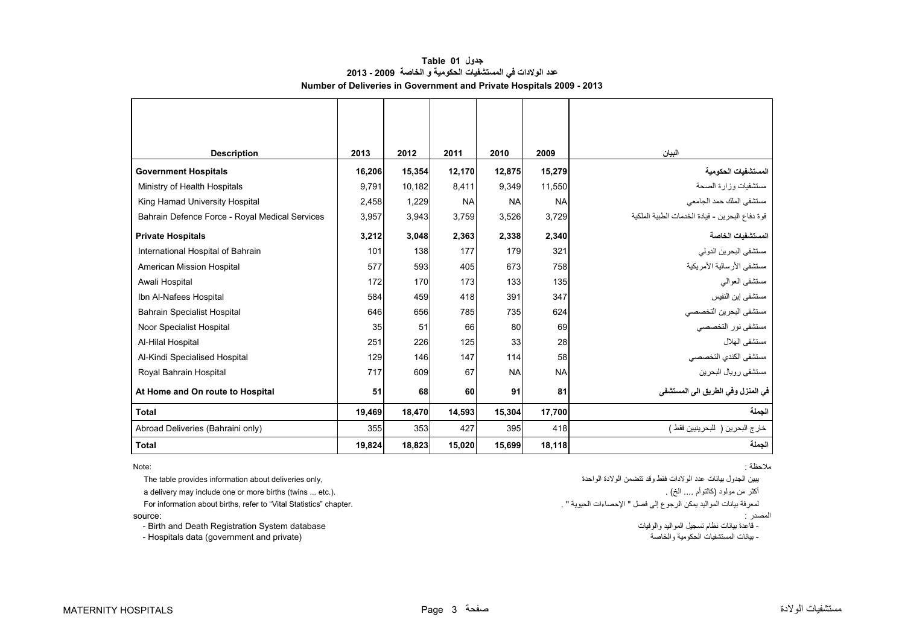## جدول 01 Table

## عدد الولادات في المستشفيات الحكومية و الخاصة 2009 - 2013

## Number of Deliveries in Government and Private Hospitals 2009 - 2013

| Description | 2013 | 2012 | 2011 | 2010 | 2009 | البيان |
|---|---|---|---|---|---|---|
| **Government Hospitals** | **16,206** | **15,354** | **12,170** | **12,875** | **15,279** | **المستشفيات الحكومية** |
| Ministry of Health Hospitals | 9,791 | 10,182 | 8,411 | 9,349 | 11,550 | مستشفيات وزارة الصحة |
| King Hamad University Hospital | 2,458 | 1,229 | NA | NA | NA | مستشفى الملك حمد الجامعي |
| Bahrain Defence Force - Royal Medical Services | 3,957 | 3,943 | 3,759 | 3,526 | 3,729 | قوة دفاع البحرين - قيادة الخدمات الطبية الملكية |
| **Private Hospitals** | **3,212** | **3,048** | **2,363** | **2,338** | **2,340** | **المستشفيات الخاصة** |
| International Hospital of Bahrain | 101 | 138 | 177 | 179 | 321 | مستشفى البحرين الدولي |
| American Mission Hospital | 577 | 593 | 405 | 673 | 758 | مستشفى الأرسالية الأمريكية |
| Awali Hospital | 172 | 170 | 173 | 133 | 135 | مستشفى العوالي |
| Ibn Al-Nafees Hospital | 584 | 459 | 418 | 391 | 347 | مستشفى إبن النفيس |
| Bahrain Specialist Hospital | 646 | 656 | 785 | 735 | 624 | مستشفى البحرين التخصصي |
| Noor Specialist Hospital | 35 | 51 | 66 | 80 | 69 | مستشفى نور التخصصي |
| Al-Hilal Hospital | 251 | 226 | 125 | 33 | 28 | مستشفى الهلال |
| Al-Kindi Specialised Hospital | 129 | 146 | 147 | 114 | 58 | مستشفى الكندي التخصصي |
| Royal Bahrain Hospital | 717 | 609 | 67 | NA | NA | مستشفى رويال البحرين |
| **At Home and On route to Hospital** | **51** | **68** | **60** | **91** | **81** | **في المنزل وفي الطريق الى المستشفى** |
| **Total** | **19,469** | **18,470** | **14,593** | **15,304** | **17,700** | **الجملة** |
| Abroad Deliveries (Bahraini only) | 355 | 353 | 427 | 395 | 418 | خارج البحرين ( للبحرينيين فقط ) |
| **Total** | **19,824** | **18,823** | **15,020** | **15,699** | **18,118** | **الجملة** |

Note:

The table provides information about deliveries only,

a delivery may include one or more births (twins ... etc.).

For information about births, refer to "Vital Statistics" chapter.

source:

- Birth and Death Registration System database
- Hospitals data (government and private)

ملاحظة :

يبين الجدول بيانات عدد الولادات فقط وقد تتضمن الولادة الواحدة

أكثر من مولود (كالتوأم .... الخ) .

لمعرفة بيانات المواليد يمكن الرجوع إلى فصل " الإحصاءات الحيوية " .

المصدر :

- قاعدة بيانات نظام تسجيل المواليد والوفيات
- بيانات المستشفيات الحكومية والخاصة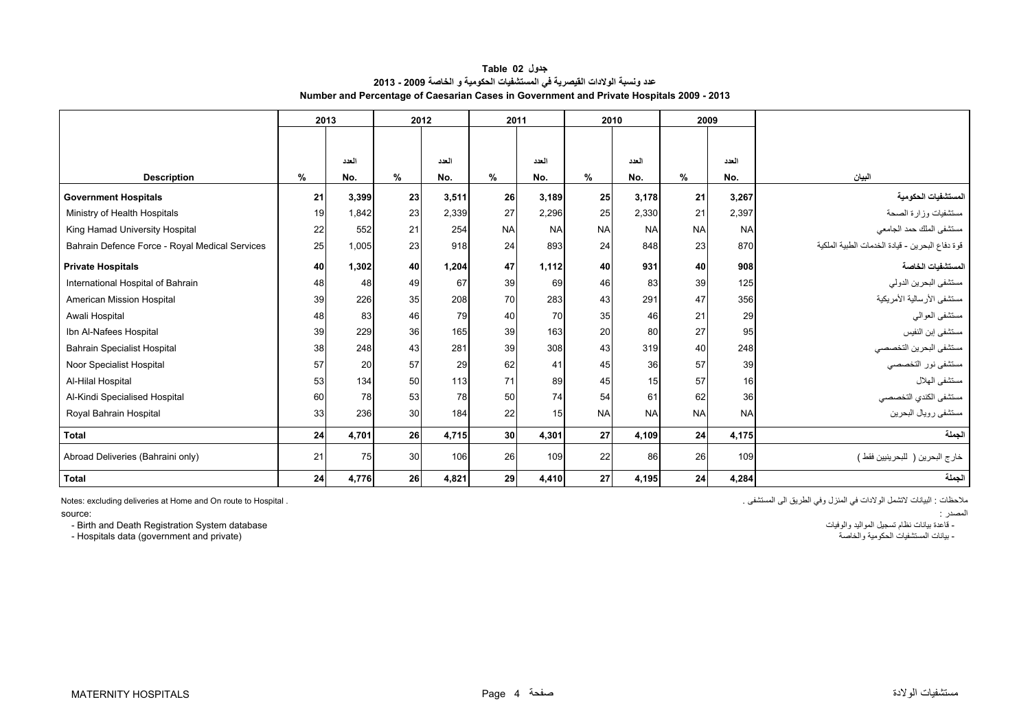**جدول 02 Table**

**عدد ونسبة الولادات القيصرية في المستشفيات الحكومية و الخاصة 2009 - 2013**

**Number and Percentage of Caesarian Cases in Government and Private Hospitals 2009 - 2013**

| | 2013 | | 2012 | | 2011 | | 2010 | | 2009 | | |
|---|---|---|---|---|---|---|---|---|---|---|---|
| **Description** | % | العدد No. | % | العدد No. | % | العدد No. | % | العدد No. | % | العدد No. | البيان |
| **Government Hospitals** | **21** | **3,399** | **23** | **3,511** | **26** | **3,189** | **25** | **3,178** | **21** | **3,267** | **المستشفيات الحكومية** |
| Ministry of Health Hospitals | 19 | 1,842 | 23 | 2,339 | 27 | 2,296 | 25 | 2,330 | 21 | 2,397 | مستشفيات وزارة الصحة |
| King Hamad University Hospital | 22 | 552 | 21 | 254 | NA | NA | NA | NA | NA | NA | مستشفى الملك حمد الجامعي |
| Bahrain Defence Force - Royal Medical Services | 25 | 1,005 | 23 | 918 | 24 | 893 | 24 | 848 | 23 | 870 | قوة دفاع البحرين - قيادة الخدمات الطبية الملكية |
| **Private Hospitals** | **40** | **1,302** | **40** | **1,204** | **47** | **1,112** | **40** | **931** | **40** | **908** | **المستشفيات الخاصة** |
| International Hospital of Bahrain | 48 | 48 | 49 | 67 | 39 | 69 | 46 | 83 | 39 | 125 | مستشفى البحرين الدولي |
| American Mission Hospital | 39 | 226 | 35 | 208 | 70 | 283 | 43 | 291 | 47 | 356 | مستشفى الأرسالية الأمريكية |
| Awali Hospital | 48 | 83 | 46 | 79 | 40 | 70 | 35 | 46 | 21 | 29 | مستشفى العوالي |
| Ibn Al-Nafees Hospital | 39 | 229 | 36 | 165 | 39 | 163 | 20 | 80 | 27 | 95 | مستشفى إبن النفيس |
| Bahrain Specialist Hospital | 38 | 248 | 43 | 281 | 39 | 308 | 43 | 319 | 40 | 248 | مستشفى البحرين التخصصي |
| Noor Specialist Hospital | 57 | 20 | 57 | 29 | 62 | 41 | 45 | 36 | 57 | 39 | مستشفى نور التخصصي |
| Al-Hilal Hospital | 53 | 134 | 50 | 113 | 71 | 89 | 45 | 15 | 57 | 16 | مستشفى الهلال |
| Al-Kindi Specialised Hospital | 60 | 78 | 53 | 78 | 50 | 74 | 54 | 61 | 62 | 36 | مستشفى الكندي التخصصي |
| Royal Bahrain Hospital | 33 | 236 | 30 | 184 | 22 | 15 | NA | NA | NA | NA | مستشفى رويال البحرين |
| **Total** | **24** | **4,701** | **26** | **4,715** | **30** | **4,301** | **27** | **4,109** | **24** | **4,175** | **الجملة** |
| Abroad Deliveries (Bahraini only) | 21 | 75 | 30 | 106 | 26 | 109 | 22 | 86 | 26 | 109 | خارج البحرين ( للبحرينيين فقط ) |
| **Total** | **24** | **4,776** | **26** | **4,821** | **29** | **4,410** | **27** | **4,195** | **24** | **4,284** | **الجملة** |

Notes: excluding deliveries at Home and On route to Hospital .

ملاحظات : البيانات لاتشمل الولادات في المنزل وفي الطريق الى المستشفى .

source:

- Birth and Death Registration System database
- Hospitals data (government and private)

المصدر :

- قاعدة بيانات نظام تسجيل المواليد والوفيات
- بيانات المستشفيات الحكومية والخاصة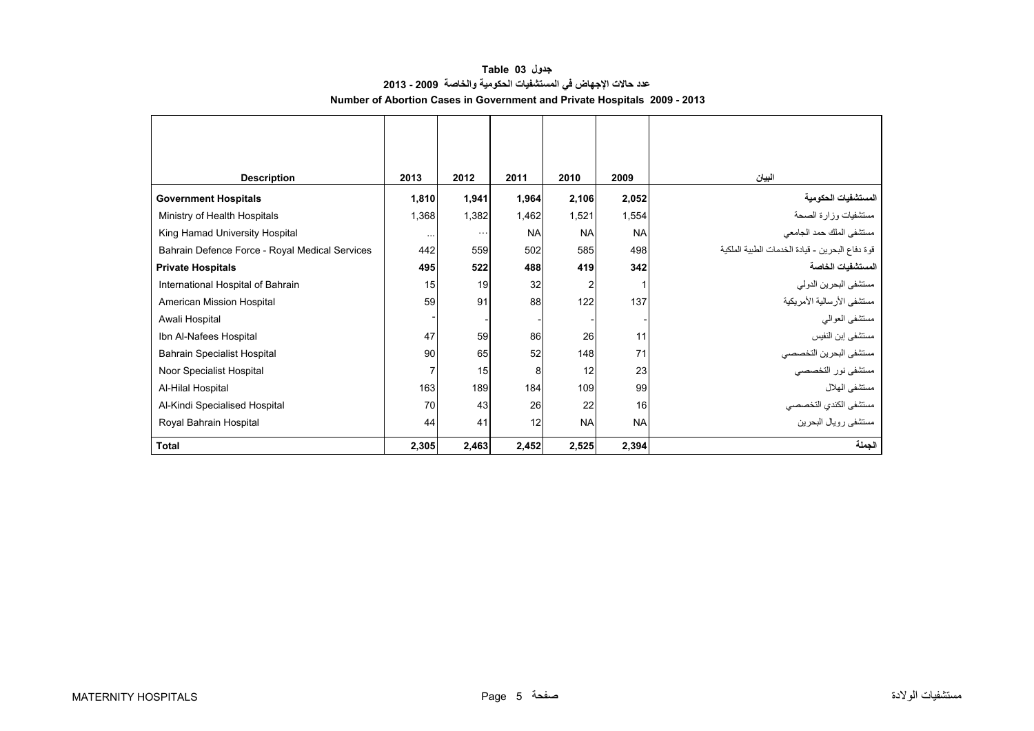**جدول 03 Table**

**عدد حالات الإجهاض في المستشفيات الحكومية والخاصة 2009 - 2013**

**Number of Abortion Cases in Government and Private Hospitals 2009 - 2013**

| Description | 2013 | 2012 | 2011 | 2010 | 2009 | البيان |
|---|---|---|---|---|---|---|
| **Government Hospitals** | **1,810** | **1,941** | **1,964** | **2,106** | **2,052** | **المستشفيات الحكومية** |
| Ministry of Health Hospitals | 1,368 | 1,382 | 1,462 | 1,521 | 1,554 | مستشفيات وزارة الصحة |
| King Hamad University Hospital | ... | ... | NA | NA | NA | مستشفى الملك حمد الجامعي |
| Bahrain Defence Force - Royal Medical Services | 442 | 559 | 502 | 585 | 498 | قوة دفاع البحرين - قيادة الخدمات الطبية الملكية |
| **Private Hospitals** | **495** | **522** | **488** | **419** | **342** | **المستشفيات الخاصة** |
| International Hospital of Bahrain | 15 | 19 | 32 | 2 | 1 | مستشفى البحرين الدولي |
| American Mission Hospital | 59 | 91 | 88 | 122 | 137 | مستشفى الأرسالية الأمريكية |
| Awali Hospital | - | - | - | - | - | مستشفى العوالي |
| Ibn Al-Nafees Hospital | 47 | 59 | 86 | 26 | 11 | مستشفى إبن النفيس |
| Bahrain Specialist Hospital | 90 | 65 | 52 | 148 | 71 | مستشفى البحرين التخصصي |
| Noor Specialist Hospital | 7 | 15 | 8 | 12 | 23 | مستشفى نور التخصصي |
| Al-Hilal Hospital | 163 | 189 | 184 | 109 | 99 | مستشفى الهلال |
| Al-Kindi Specialised Hospital | 70 | 43 | 26 | 22 | 16 | مستشفى الكندي التخصصي |
| Royal Bahrain Hospital | 44 | 41 | 12 | NA | NA | مستشفى رويال البحرين |
| **Total** | **2,305** | **2,463** | **2,452** | **2,525** | **2,394** | **الجملة** |